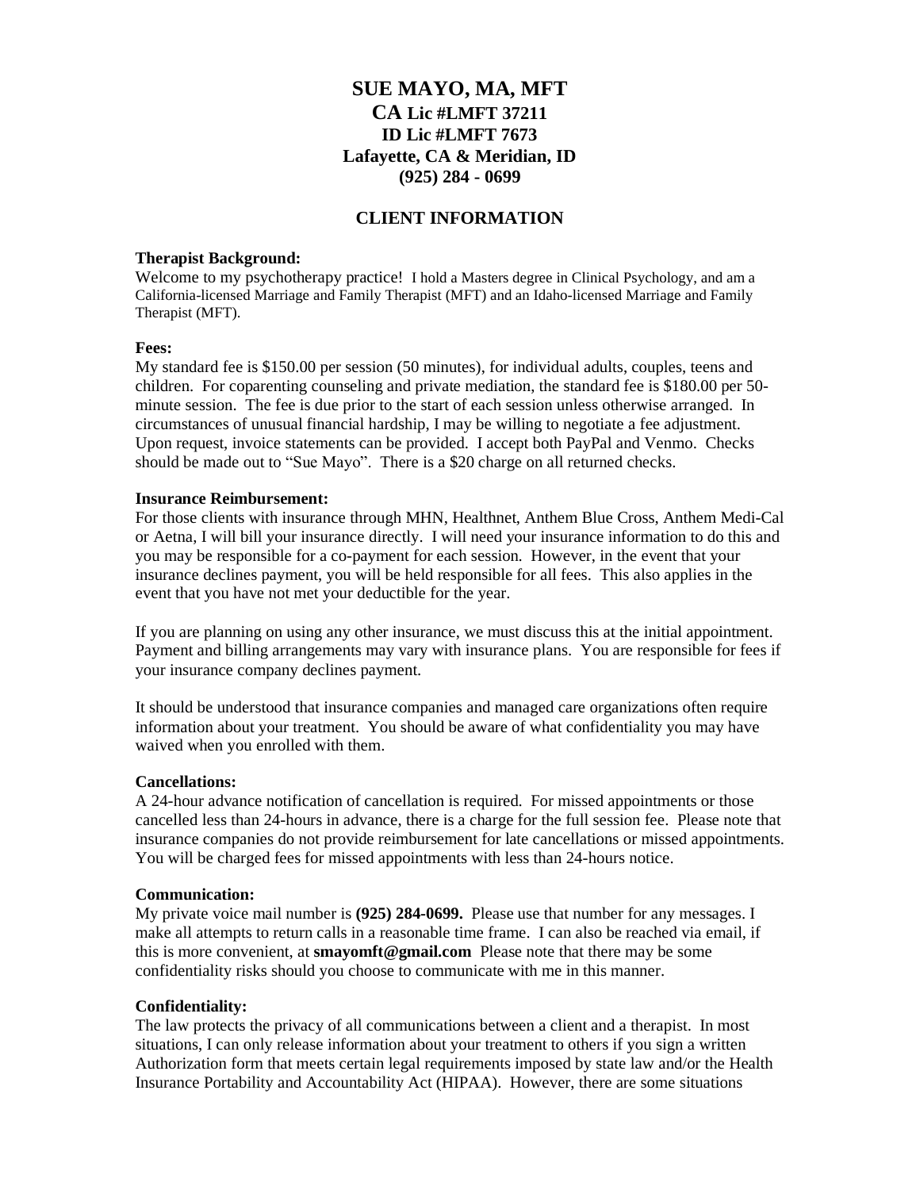# SUE MAYO, MA, MFT

## CA Lic #LMFT 37211
## ID Lic #LMFT 7673
## Lafayette, CA & Meridian, ID
## (925) 284 - 0699

## CLIENT INFORMATION

**Therapist Background:**
Welcome to my psychotherapy practice! I hold a Masters degree in Clinical Psychology, and am a California-licensed Marriage and Family Therapist (MFT) and an Idaho-licensed Marriage and Family Therapist (MFT).

**Fees:**
My standard fee is $150.00 per session (50 minutes), for individual adults, couples, teens and children. For coparenting counseling and private mediation, the standard fee is $180.00 per 50-minute session. The fee is due prior to the start of each session unless otherwise arranged. In circumstances of unusual financial hardship, I may be willing to negotiate a fee adjustment. Upon request, invoice statements can be provided. I accept both PayPal and Venmo. Checks should be made out to "Sue Mayo". There is a $20 charge on all returned checks.

**Insurance Reimbursement:**
For those clients with insurance through MHN, Healthnet, Anthem Blue Cross, Anthem Medi-Cal or Aetna, I will bill your insurance directly. I will need your insurance information to do this and you may be responsible for a co-payment for each session. However, in the event that your insurance declines payment, you will be held responsible for all fees. This also applies in the event that you have not met your deductible for the year.

If you are planning on using any other insurance, we must discuss this at the initial appointment. Payment and billing arrangements may vary with insurance plans. You are responsible for fees if your insurance company declines payment.

It should be understood that insurance companies and managed care organizations often require information about your treatment. You should be aware of what confidentiality you may have waived when you enrolled with them.

**Cancellations:**
A 24-hour advance notification of cancellation is required. For missed appointments or those cancelled less than 24-hours in advance, there is a charge for the full session fee. Please note that insurance companies do not provide reimbursement for late cancellations or missed appointments. You will be charged fees for missed appointments with less than 24-hours notice.

**Communication:**
My private voice mail number is **(925) 284-0699.** Please use that number for any messages. I make all attempts to return calls in a reasonable time frame. I can also be reached via email, if this is more convenient, at **smayomft@gmail.com** Please note that there may be some confidentiality risks should you choose to communicate with me in this manner.

**Confidentiality:**
The law protects the privacy of all communications between a client and a therapist. In most situations, I can only release information about your treatment to others if you sign a written Authorization form that meets certain legal requirements imposed by state law and/or the Health Insurance Portability and Accountability Act (HIPAA). However, there are some situations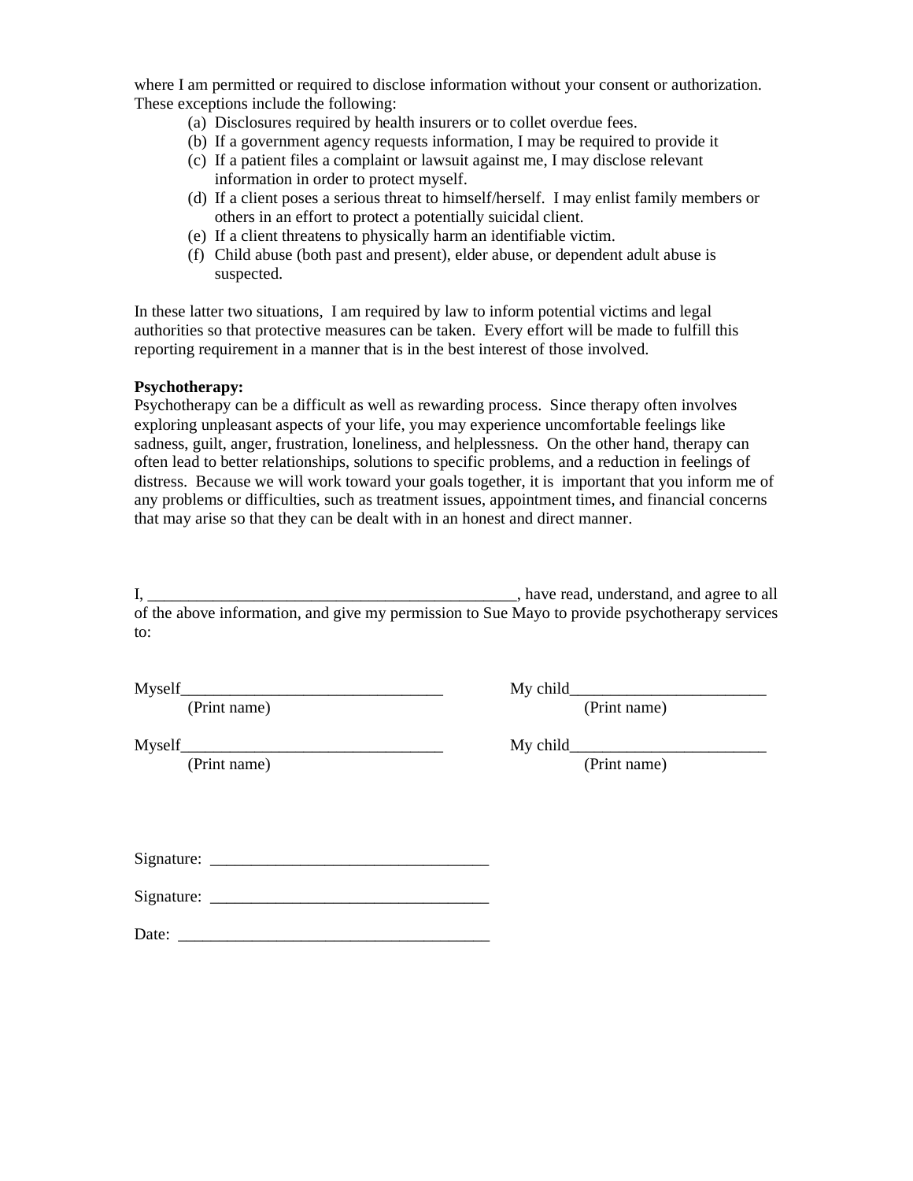where I am permitted or required to disclose information without your consent or authorization. These exceptions include the following:

(a) Disclosures required by health insurers or to collet overdue fees.
(b) If a government agency requests information, I may be required to provide it
(c) If a patient files a complaint or lawsuit against me, I may disclose relevant information in order to protect myself.
(d) If a client poses a serious threat to himself/herself. I may enlist family members or others in an effort to protect a potentially suicidal client.
(e) If a client threatens to physically harm an identifiable victim.
(f) Child abuse (both past and present), elder abuse, or dependent adult abuse is suspected.

In these latter two situations, I am required by law to inform potential victims and legal authorities so that protective measures can be taken. Every effort will be made to fulfill this reporting requirement in a manner that is in the best interest of those involved.

**Psychotherapy:**
Psychotherapy can be a difficult as well as rewarding process. Since therapy often involves exploring unpleasant aspects of your life, you may experience uncomfortable feelings like sadness, guilt, anger, frustration, loneliness, and helplessness. On the other hand, therapy can often lead to better relationships, solutions to specific problems, and a reduction in feelings of distress. Because we will work toward your goals together, it is important that you inform me of any problems or difficulties, such as treatment issues, appointment times, and financial concerns that may arise so that they can be dealt with in an honest and direct manner.

I, _____________________________________________, have read, understand, and agree to all of the above information, and give my permission to Sue Mayo to provide psychotherapy services to:

Myself________________________________ (Print name)

My child________________________ (Print name)

Myself________________________________ (Print name)

My child________________________ (Print name)

Signature: _________________________________

Signature: _________________________________

Date: ______________________________________